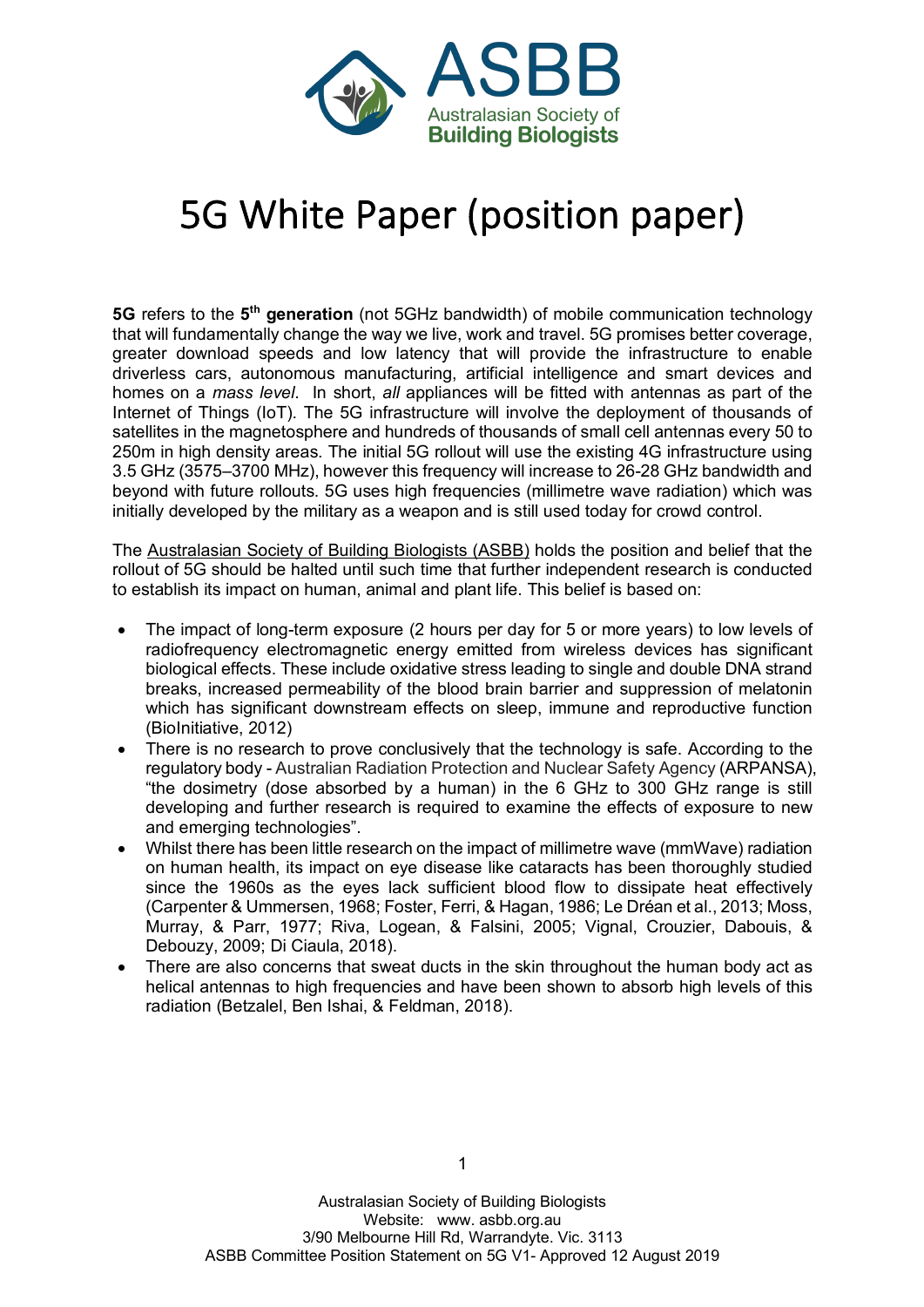ASBB
Australasian Society of Building Biologists

# 5G White Paper (position paper)

**5G** refers to the **5th generation** (not 5GHz bandwidth) of mobile communication technology that will fundamentally change the way we live, work and travel. 5G promises better coverage, greater download speeds and low latency that will provide the infrastructure to enable driverless cars, autonomous manufacturing, artificial intelligence and smart devices and homes on a *mass level*. In short, *all* appliances will be fitted with antennas as part of the Internet of Things (IoT). The 5G infrastructure will involve the deployment of thousands of satellites in the magnetosphere and hundreds of thousands of small cell antennas every 50 to 250m in high density areas. The initial 5G rollout will use the existing 4G infrastructure using 3.5 GHz (3575–3700 MHz), however this frequency will increase to 26-28 GHz bandwidth and beyond with future rollouts. 5G uses high frequencies (millimetre wave radiation) which was initially developed by the military as a weapon and is still used today for crowd control.

The Australasian Society of Building Biologists (ASBB) holds the position and belief that the rollout of 5G should be halted until such time that further independent research is conducted to establish its impact on human, animal and plant life. This belief is based on:

- The impact of long-term exposure (2 hours per day for 5 or more years) to low levels of radiofrequency electromagnetic energy emitted from wireless devices has significant biological effects. These include oxidative stress leading to single and double DNA strand breaks, increased permeability of the blood brain barrier and suppression of melatonin which has significant downstream effects on sleep, immune and reproductive function (BioInitiative, 2012)
- There is no research to prove conclusively that the technology is safe. According to the regulatory body - Australian Radiation Protection and Nuclear Safety Agency (ARPANSA), "the dosimetry (dose absorbed by a human) in the 6 GHz to 300 GHz range is still developing and further research is required to examine the effects of exposure to new and emerging technologies".
- Whilst there has been little research on the impact of millimetre wave (mmWave) radiation on human health, its impact on eye disease like cataracts has been thoroughly studied since the 1960s as the eyes lack sufficient blood flow to dissipate heat effectively (Carpenter & Ummersen, 1968; Foster, Ferri, & Hagan, 1986; Le Dréan et al., 2013; Moss, Murray, & Parr, 1977; Riva, Logean, & Falsini, 2005; Vignal, Crouzier, Dabouis, & Debouzy, 2009; Di Ciaula, 2018).
- There are also concerns that sweat ducts in the skin throughout the human body act as helical antennas to high frequencies and have been shown to absorb high levels of this radiation (Betzalel, Ben Ishai, & Feldman, 2018).

Australasian Society of Building Biologists
Website: www. asbb.org.au
3/90 Melbourne Hill Rd, Warrandyte. Vic. 3113
ASBB Committee Position Statement on 5G V1- Approved 12 August 2019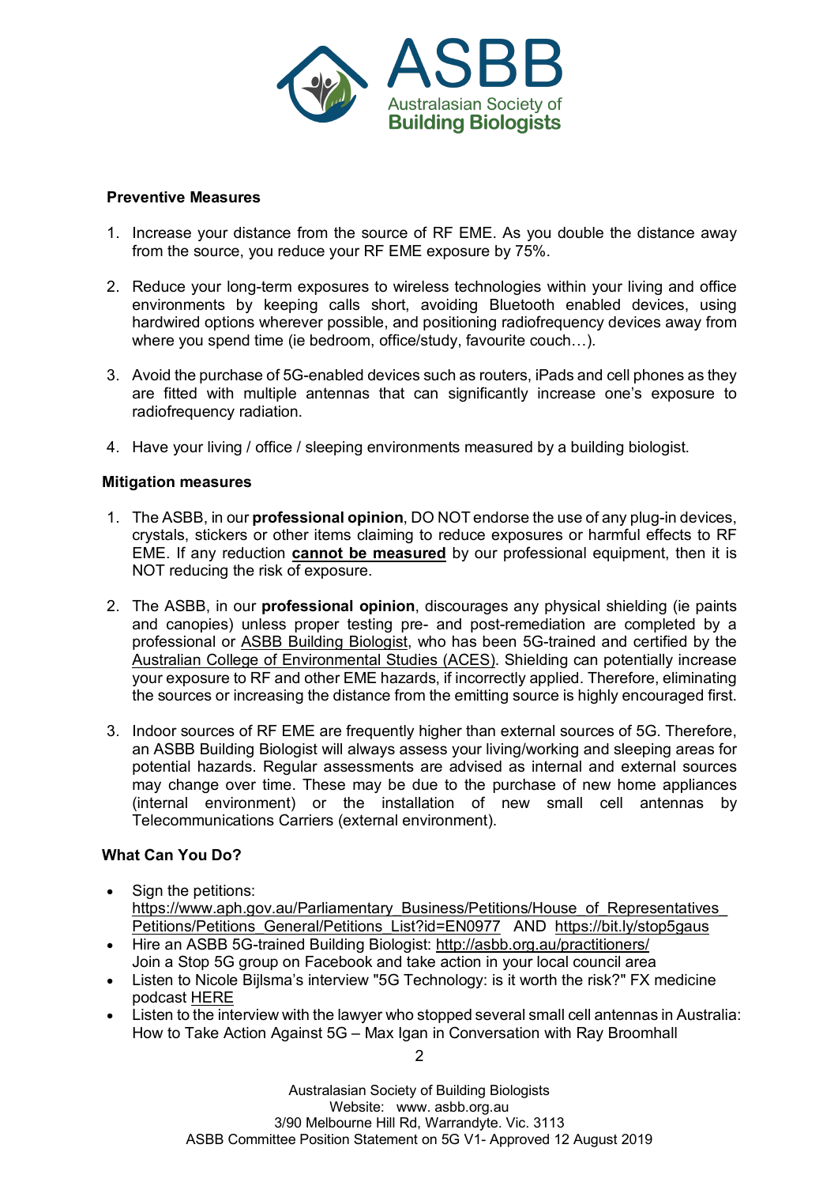**Preventive Measures**

1. Increase your distance from the source of RF EME. As you double the distance away from the source, you reduce your RF EME exposure by 75%.

2. Reduce your long-term exposures to wireless technologies within your living and office environments by keeping calls short, avoiding Bluetooth enabled devices, using hardwired options wherever possible, and positioning radiofrequency devices away from where you spend time (ie bedroom, office/study, favourite couch…).

3. Avoid the purchase of 5G-enabled devices such as routers, iPads and cell phones as they are fitted with multiple antennas that can significantly increase one's exposure to radiofrequency radiation.

4. Have your living / office / sleeping environments measured by a building biologist.

**Mitigation measures**

1. The ASBB, in our **professional opinion**, DO NOT endorse the use of any plug-in devices, crystals, stickers or other items claiming to reduce exposures or harmful effects to RF EME. If any reduction **cannot be measured** by our professional equipment, then it is NOT reducing the risk of exposure.

2. The ASBB, in our **professional opinion**, discourages any physical shielding (ie paints and canopies) unless proper testing pre- and post-remediation are completed by a professional or ASBB Building Biologist, who has been 5G-trained and certified by the Australian College of Environmental Studies (ACES). Shielding can potentially increase your exposure to RF and other EME hazards, if incorrectly applied. Therefore, eliminating the sources or increasing the distance from the emitting source is highly encouraged first.

3. Indoor sources of RF EME are frequently higher than external sources of 5G. Therefore, an ASBB Building Biologist will always assess your living/working and sleeping areas for potential hazards. Regular assessments are advised as internal and external sources may change over time. These may be due to the purchase of new home appliances (internal environment) or the installation of new small cell antennas by Telecommunications Carriers (external environment).

**What Can You Do?**

- Sign the petitions: https://www.aph.gov.au/Parliamentary_Business/Petitions/House_of_Representatives_Petitions/Petitions_General/Petitions_List?id=EN0977 AND https://bit.ly/stop5gaus
- Hire an ASBB 5G-trained Building Biologist: http://asbb.org.au/practitioners/
  Join a Stop 5G group on Facebook and take action in your local council area
- Listen to Nicole Bijlsma's interview "5G Technology: is it worth the risk?" FX medicine podcast HERE
- Listen to the interview with the lawyer who stopped several small cell antennas in Australia: How to Take Action Against 5G – Max Igan in Conversation with Ray Broomhall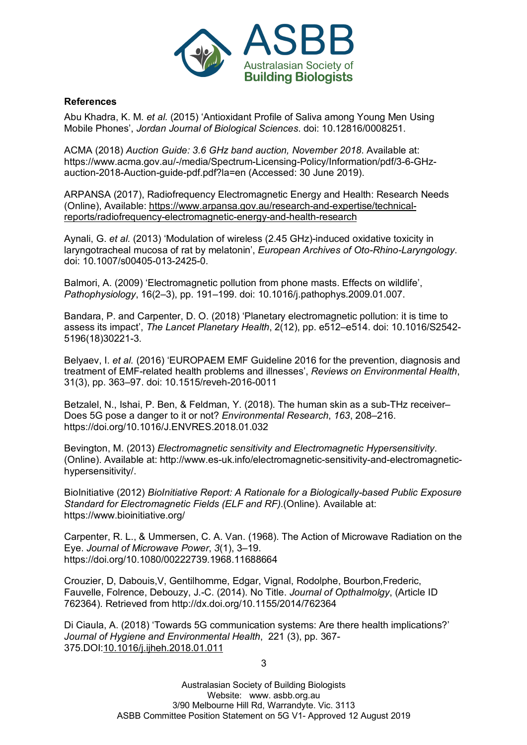**References**

Abu Khadra, K. M. *et al.* (2015) 'Antioxidant Profile of Saliva among Young Men Using Mobile Phones', *Jordan Journal of Biological Sciences*. doi: 10.12816/0008251.

ACMA (2018) *Auction Guide: 3.6 GHz band auction, November 2018*. Available at: https://www.acma.gov.au/-/media/Spectrum-Licensing-Policy/Information/pdf/3-6-GHz-auction-2018-Auction-guide-pdf.pdf?la=en (Accessed: 30 June 2019).

ARPANSA (2017), Radiofrequency Electromagnetic Energy and Health: Research Needs (Online), Available: https://www.arpansa.gov.au/research-and-expertise/technical-reports/radiofrequency-electromagnetic-energy-and-health-research

Aynali, G. *et al.* (2013) 'Modulation of wireless (2.45 GHz)-induced oxidative toxicity in laryngotracheal mucosa of rat by melatonin', *European Archives of Oto-Rhino-Laryngology*. doi: 10.1007/s00405-013-2425-0.

Balmori, A. (2009) 'Electromagnetic pollution from phone masts. Effects on wildlife', *Pathophysiology*, 16(2–3), pp. 191–199. doi: 10.1016/j.pathophys.2009.01.007.

Bandara, P. and Carpenter, D. O. (2018) 'Planetary electromagnetic pollution: it is time to assess its impact', *The Lancet Planetary Health*, 2(12), pp. e512–e514. doi: 10.1016/S2542-5196(18)30221-3.

Belyaev, I. *et al.* (2016) 'EUROPAEM EMF Guideline 2016 for the prevention, diagnosis and treatment of EMF-related health problems and illnesses', *Reviews on Environmental Health*, 31(3), pp. 363–97. doi: 10.1515/reveh-2016-0011

Betzalel, N., Ishai, P. Ben, & Feldman, Y. (2018). The human skin as a sub-THz receiver– Does 5G pose a danger to it or not? *Environmental Research*, *163*, 208–216. https://doi.org/10.1016/J.ENVRES.2018.01.032

Bevington, M. (2013) *Electromagnetic sensitivity and Electromagnetic Hypersensitivity*. (Online). Available at: http://www.es-uk.info/electromagnetic-sensitivity-and-electromagnetic-hypersensitivity/.

BioInitiative (2012) *BioInitiative Report: A Rationale for a Biologically-based Public Exposure Standard for Electromagnetic Fields (ELF and RF)*.(Online). Available at: https://www.bioinitiative.org/

Carpenter, R. L., & Ummersen, C. A. Van. (1968). The Action of Microwave Radiation on the Eye. *Journal of Microwave Power*, *3*(1), 3–19. https://doi.org/10.1080/00222739.1968.11688664

Crouzier, D, Dabouis,V, Gentilhomme, Edgar, Vignal, Rodolphe, Bourbon,Frederic, Fauvelle, Folrence, Debouzy, J.-C. (2014). No Title. *Journal of Opthalmolgy*, (Article ID 762364). Retrieved from http://dx.doi.org/10.1155/2014/762364

Di Ciaula, A. (2018) 'Towards 5G communication systems: Are there health implications?' *Journal of Hygiene and Environmental Health*, 221 (3), pp. 367-375.DOI:10.1016/j.ijheh.2018.01.011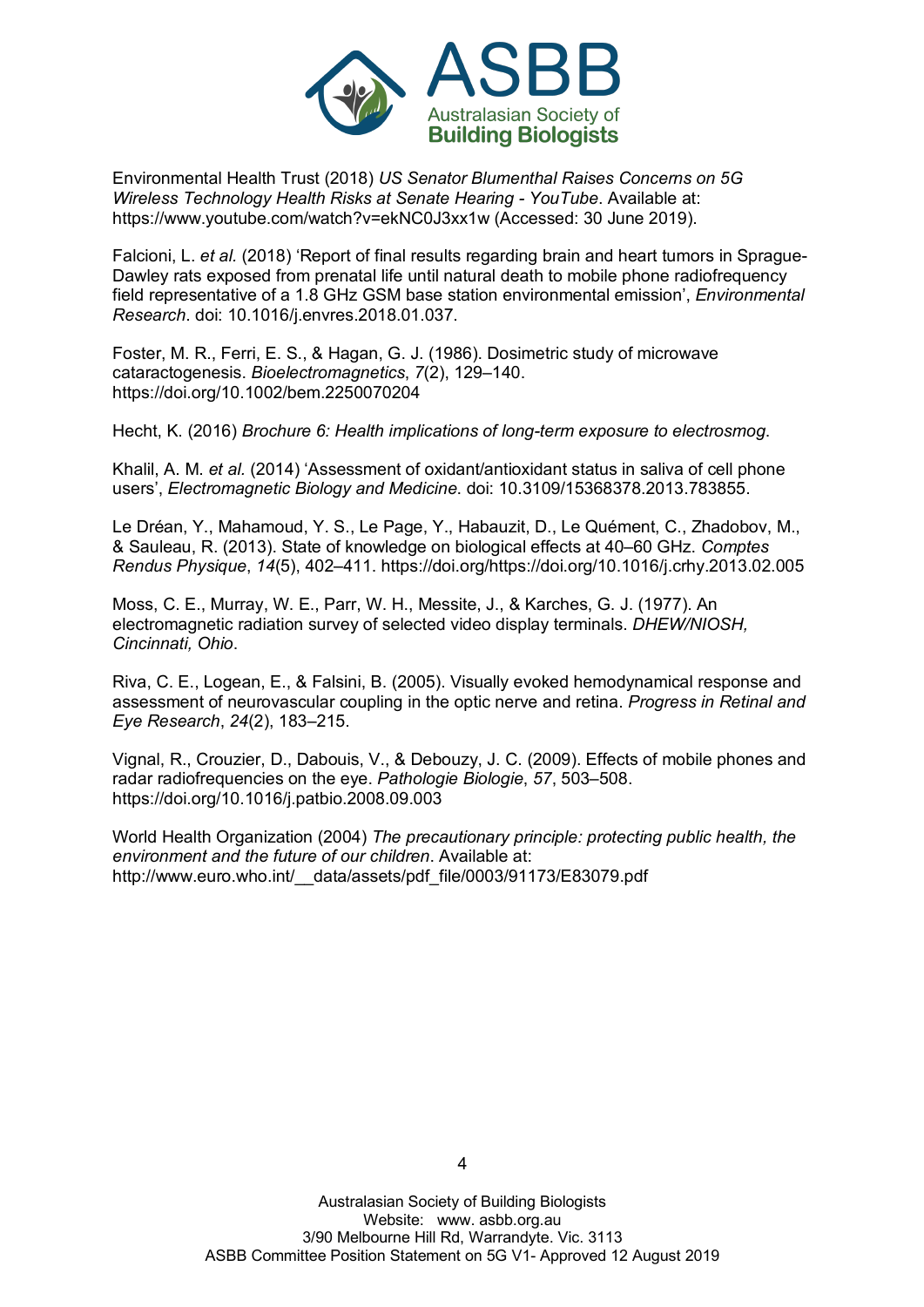Environmental Health Trust (2018) *US Senator Blumenthal Raises Concerns on 5G Wireless Technology Health Risks at Senate Hearing - YouTube*. Available at: https://www.youtube.com/watch?v=ekNC0J3xx1w (Accessed: 30 June 2019).

Falcioni, L. *et al.* (2018) 'Report of final results regarding brain and heart tumors in Sprague-Dawley rats exposed from prenatal life until natural death to mobile phone radiofrequency field representative of a 1.8 GHz GSM base station environmental emission', *Environmental Research*. doi: 10.1016/j.envres.2018.01.037.

Foster, M. R., Ferri, E. S., & Hagan, G. J. (1986). Dosimetric study of microwave cataractogenesis. *Bioelectromagnetics*, *7*(2), 129–140. https://doi.org/10.1002/bem.2250070204

Hecht, K. (2016) *Brochure 6: Health implications of long-term exposure to electrosmog*.

Khalil, A. M. *et al.* (2014) 'Assessment of oxidant/antioxidant status in saliva of cell phone users', *Electromagnetic Biology and Medicine*. doi: 10.3109/15368378.2013.783855.

Le Dréan, Y., Mahamoud, Y. S., Le Page, Y., Habauzit, D., Le Quément, C., Zhadobov, M., & Sauleau, R. (2013). State of knowledge on biological effects at 40–60 GHz. *Comptes Rendus Physique*, *14*(5), 402–411. https://doi.org/https://doi.org/10.1016/j.crhy.2013.02.005

Moss, C. E., Murray, W. E., Parr, W. H., Messite, J., & Karches, G. J. (1977). An electromagnetic radiation survey of selected video display terminals. *DHEW/NIOSH, Cincinnati, Ohio*.

Riva, C. E., Logean, E., & Falsini, B. (2005). Visually evoked hemodynamical response and assessment of neurovascular coupling in the optic nerve and retina. *Progress in Retinal and Eye Research*, *24*(2), 183–215.

Vignal, R., Crouzier, D., Dabouis, V., & Debouzy, J. C. (2009). Effects of mobile phones and radar radiofrequencies on the eye. *Pathologie Biologie*, *57*, 503–508. https://doi.org/10.1016/j.patbio.2008.09.003

World Health Organization (2004) *The precautionary principle: protecting public health, the environment and the future of our children*. Available at: http://www.euro.who.int/__data/assets/pdf_file/0003/91173/E83079.pdf